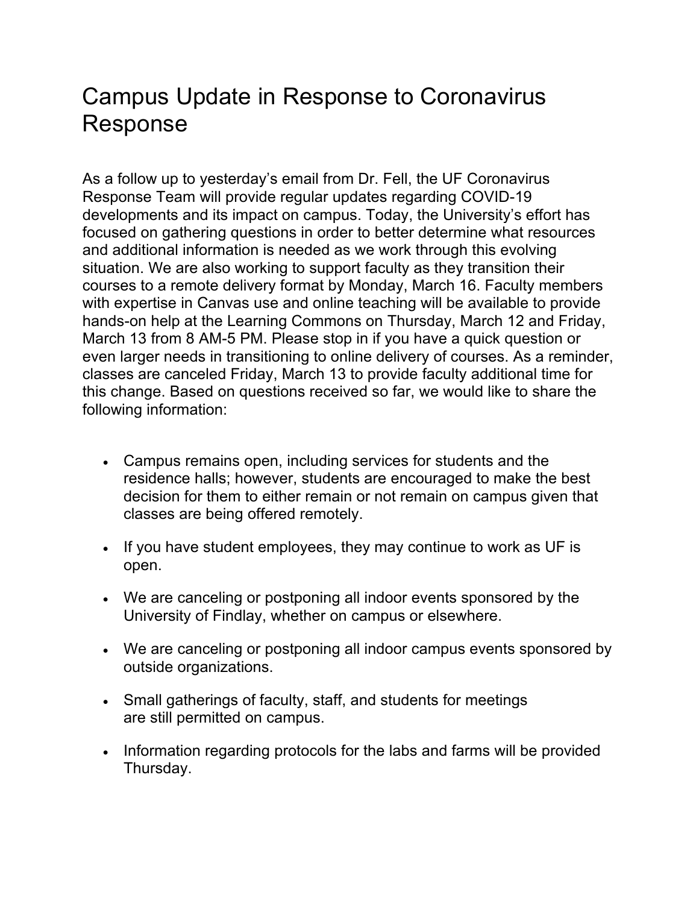# Campus Update in Response to Coronavirus Response

As a follow up to yesterday's email from Dr. Fell, the UF Coronavirus Response Team will provide regular updates regarding COVID-19 developments and its impact on campus. Today, the University's effort has focused on gathering questions in order to better determine what resources and additional information is needed as we work through this evolving situation. We are also working to support faculty as they transition their courses to a remote delivery format by Monday, March 16. Faculty members with expertise in Canvas use and online teaching will be available to provide hands-on help at the Learning Commons on Thursday, March 12 and Friday, March 13 from 8 AM-5 PM. Please stop in if you have a quick question or even larger needs in transitioning to online delivery of courses. As a reminder, classes are canceled Friday, March 13 to provide faculty additional time for this change. Based on questions received so far, we would like to share the following information:

- Campus remains open, including services for students and the residence halls; however, students are encouraged to make the best decision for them to either remain or not remain on campus given that classes are being offered remotely.
- If you have student employees, they may continue to work as UF is open.
- We are canceling or postponing all indoor events sponsored by the University of Findlay, whether on campus or elsewhere.
- We are canceling or postponing all indoor campus events sponsored by outside organizations.
- Small gatherings of faculty, staff, and students for meetings are still permitted on campus.
- Information regarding protocols for the labs and farms will be provided Thursday.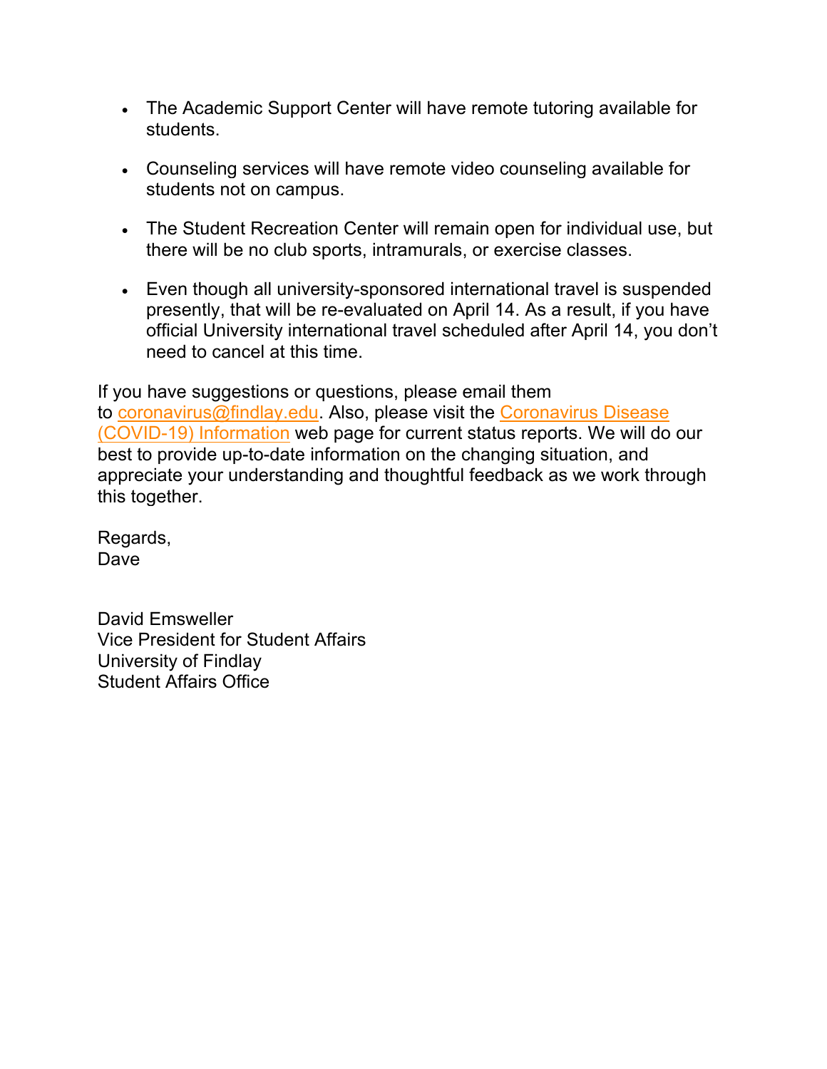- The Academic Support Center will have remote tutoring available for students.

- Counseling services will have remote video counseling available for students not on campus.

- The Student Recreation Center will remain open for individual use, but there will be no club sports, intramurals, or exercise classes.

- Even though all university-sponsored international travel is suspended presently, that will be re-evaluated on April 14. As a result, if you have official University international travel scheduled after April 14, you don't need to cancel at this time.

If you have suggestions or questions, please email them to coronavirus@findlay.edu. Also, please visit the Coronavirus Disease (COVID-19) Information web page for current status reports. We will do our best to provide up-to-date information on the changing situation, and appreciate your understanding and thoughtful feedback as we work through this together.

Regards,
Dave

David Emsweller
Vice President for Student Affairs
University of Findlay
Student Affairs Office